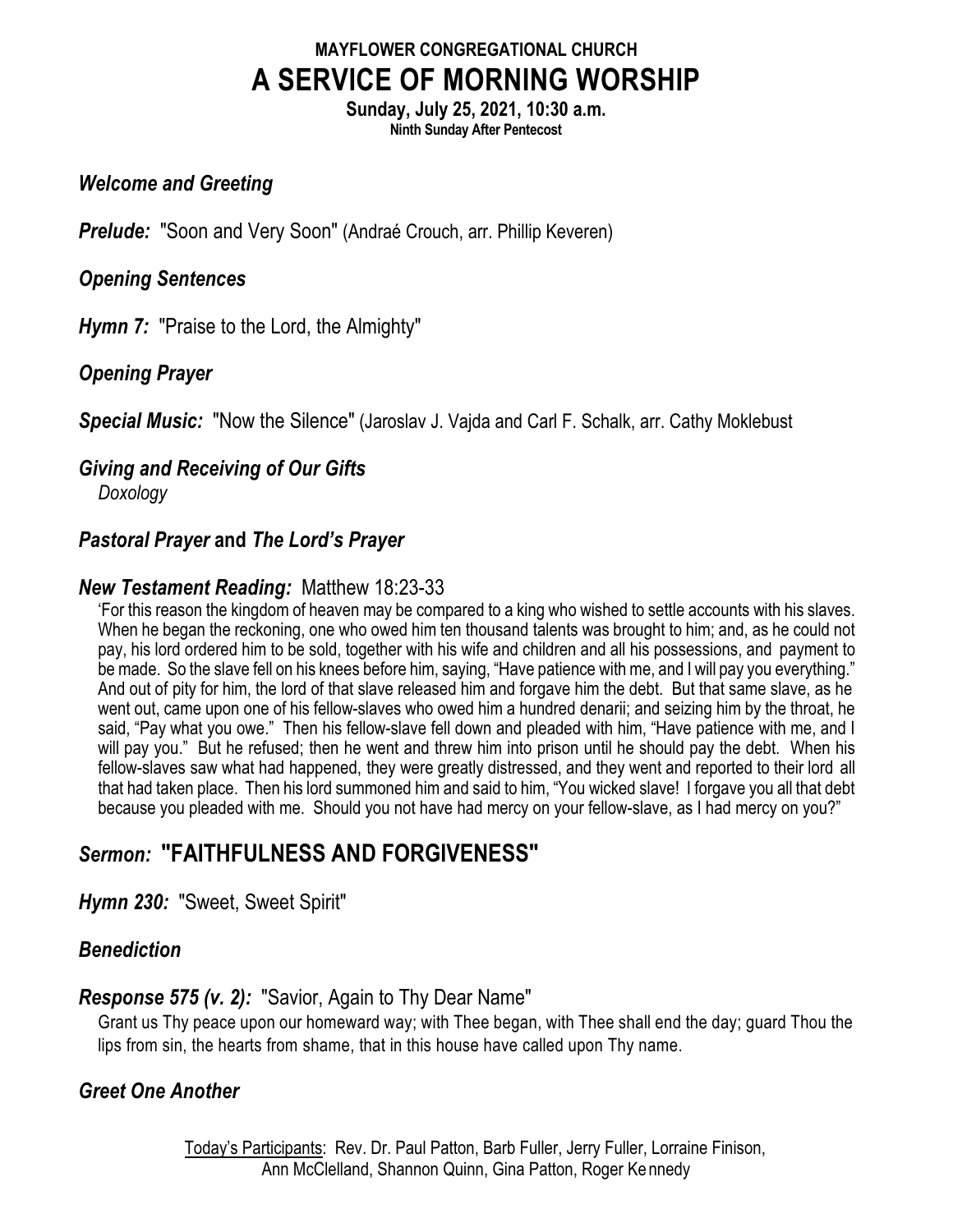**MAYFLOWER CONGREGATIONAL CHURCH**

# A SERVICE OF MORNING WORSHIP

**Sunday, July 25, 2021, 10:30 a.m.**
**Ninth Sunday After Pentecost**

***Welcome and Greeting***

***Prelude:*** "Soon and Very Soon" (Andraé Crouch, arr. Phillip Keveren)

***Opening Sentences***

***Hymn 7:*** "Praise to the Lord, the Almighty"

***Opening Prayer***

***Special Music:*** "Now the Silence" (Jaroslav J. Vajda and Carl F. Schalk, arr. Cathy Moklebust

***Giving and Receiving of Our Gifts***
*Doxology*

***Pastoral Prayer* and *The Lord's Prayer***

***New Testament Reading:*** Matthew 18:23-33

'For this reason the kingdom of heaven may be compared to a king who wished to settle accounts with his slaves. When he began the reckoning, one who owed him ten thousand talents was brought to him; and, as he could not pay, his lord ordered him to be sold, together with his wife and children and all his possessions, and payment to be made. So the slave fell on his knees before him, saying, "Have patience with me, and I will pay you everything." And out of pity for him, the lord of that slave released him and forgave him the debt. But that same slave, as he went out, came upon one of his fellow-slaves who owed him a hundred denarii; and seizing him by the throat, he said, "Pay what you owe." Then his fellow-slave fell down and pleaded with him, "Have patience with me, and I will pay you." But he refused; then he went and threw him into prison until he should pay the debt. When his fellow-slaves saw what had happened, they were greatly distressed, and they went and reported to their lord all that had taken place. Then his lord summoned him and said to him, "You wicked slave! I forgave you all that debt because you pleaded with me. Should you not have had mercy on your fellow-slave, as I had mercy on you?"

## *Sermon:* "FAITHFULNESS AND FORGIVENESS"

***Hymn 230:*** "Sweet, Sweet Spirit"

***Benediction***

***Response 575 (v. 2):*** "Savior, Again to Thy Dear Name"

Grant us Thy peace upon our homeward way; with Thee began, with Thee shall end the day; guard Thou the lips from sin, the hearts from shame, that in this house have called upon Thy name.

***Greet One Another***

Today's Participants: Rev. Dr. Paul Patton, Barb Fuller, Jerry Fuller, Lorraine Finison, Ann McClelland, Shannon Quinn, Gina Patton, Roger Kennedy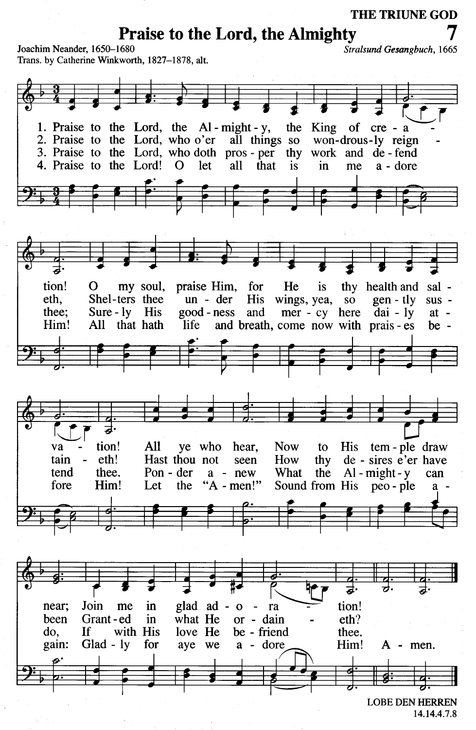THE TRIUNE GOD

# Praise to the Lord, the Almighty

7

Joachim Neander, 1650–1680
Trans. by Catherine Winkworth, 1827–1878, alt.

*Stralsund Gesangbuch*, 1665

1. Praise to the Lord, the Almighty, the King of creation!
O my soul, praise Him, for He is thy health and salvation!
All ye who hear, Now to His temple draw near;
Join me in glad adoration!

2. Praise to the Lord, who o'er all things so wondrously reigneth,
Shelters thee under His wings, yea, so gently sustaineth!
Hast thou not seen How thy desires e'er have been
Granted in what He ordaineth?

3. Praise to the Lord, who doth prosper thy work and defend thee;
Surely His goodness and mercy here daily attend thee.
Ponder anew What the Almighty can do,
If with His love He befriend thee.

4. Praise to the Lord! O let all that is in me adore Him!
All that hath life and breath, come now with praises before Him!
Let the "Amen!" Sound from His people again:
Gladly for aye we adore Him! Amen.

LOBE DEN HERREN
14.14.4.7.8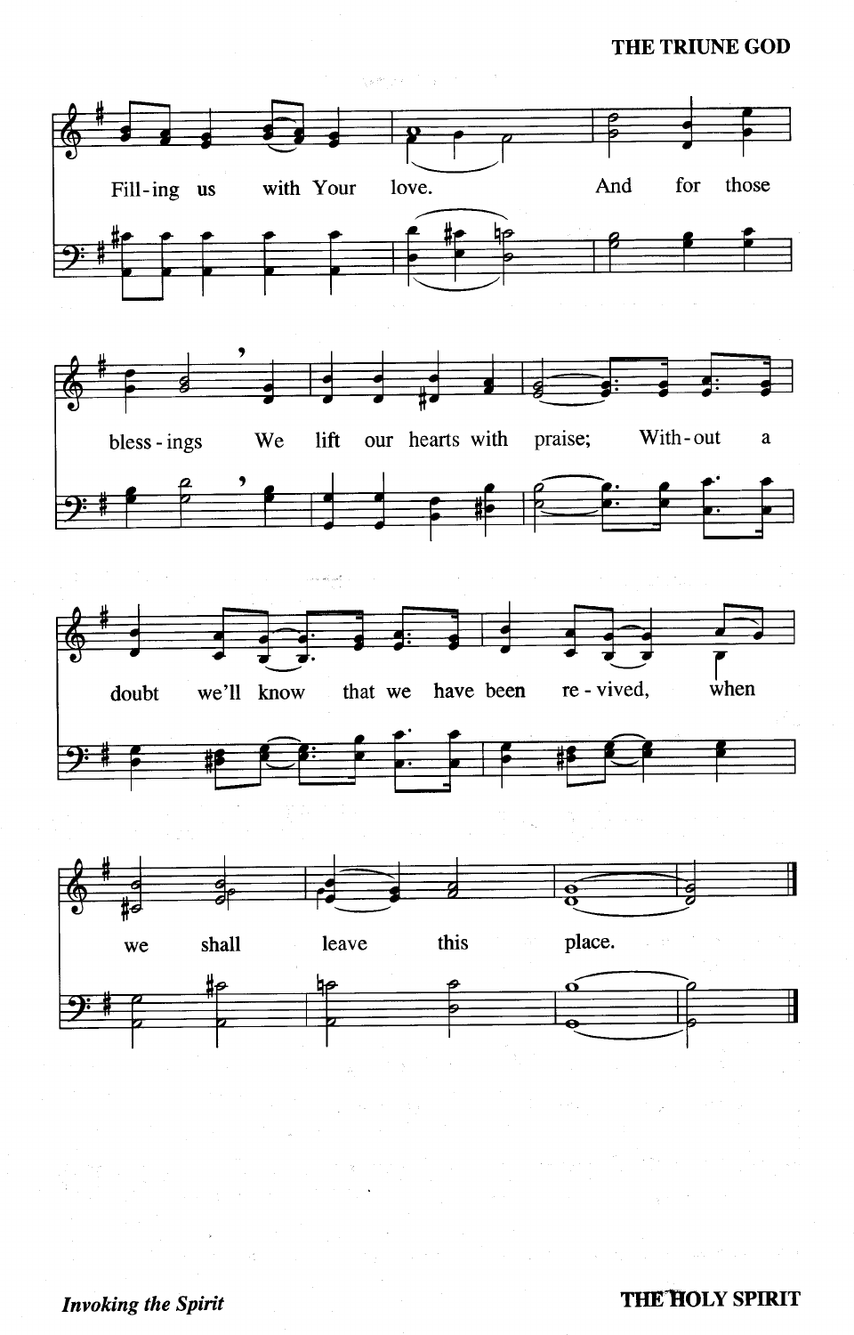Fill-ing us with Your love. And for those bless-ings We lift our hearts with praise; With-out a doubt we'll know that we have been re-vived, when we shall leave this place.